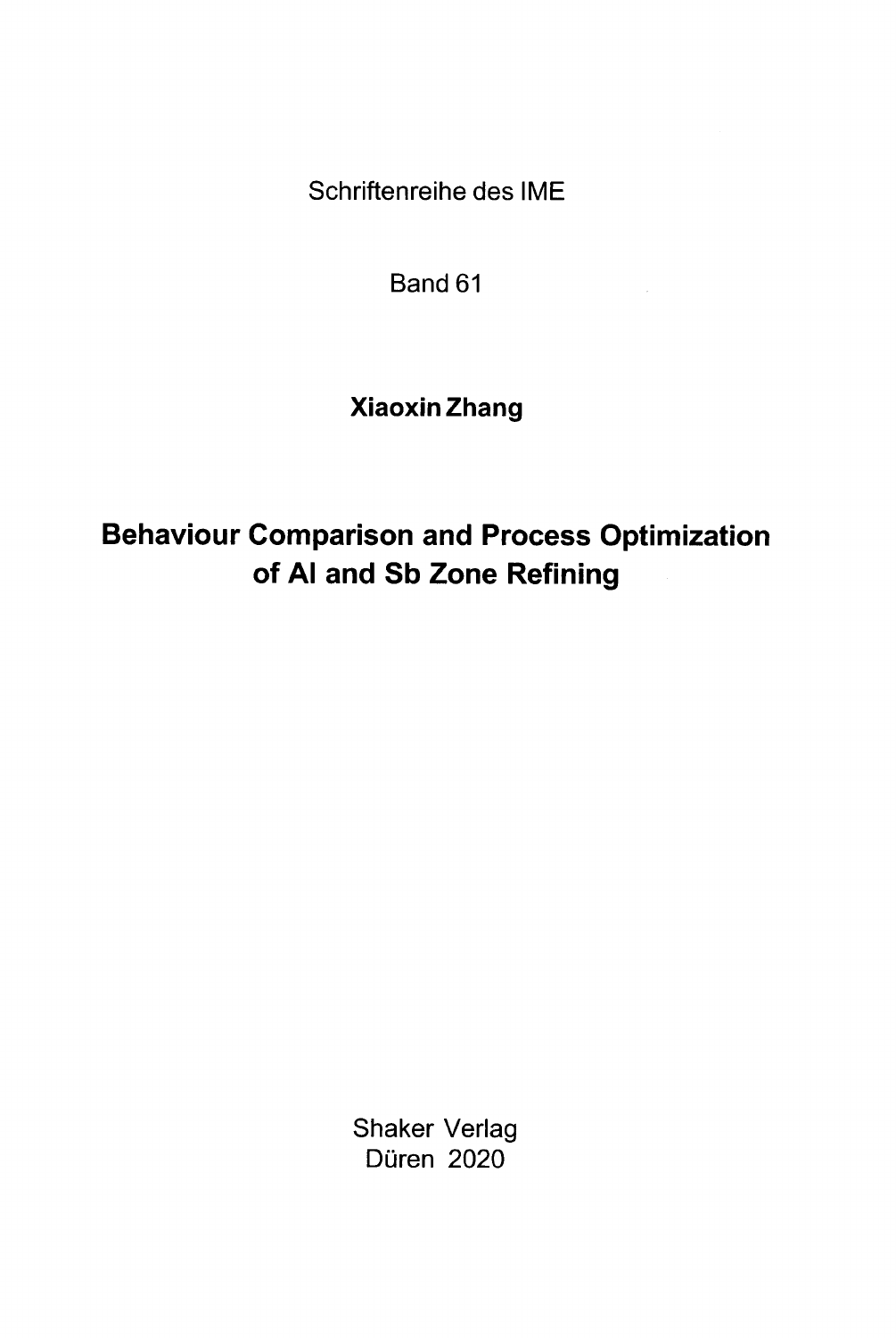Schriftenreihe des IME

Band 61

**Xiaoxin Zhang**

# Behaviour Comparison and Process Optimization of Al and Sb Zone Refining

Shaker Verlag
Düren 2020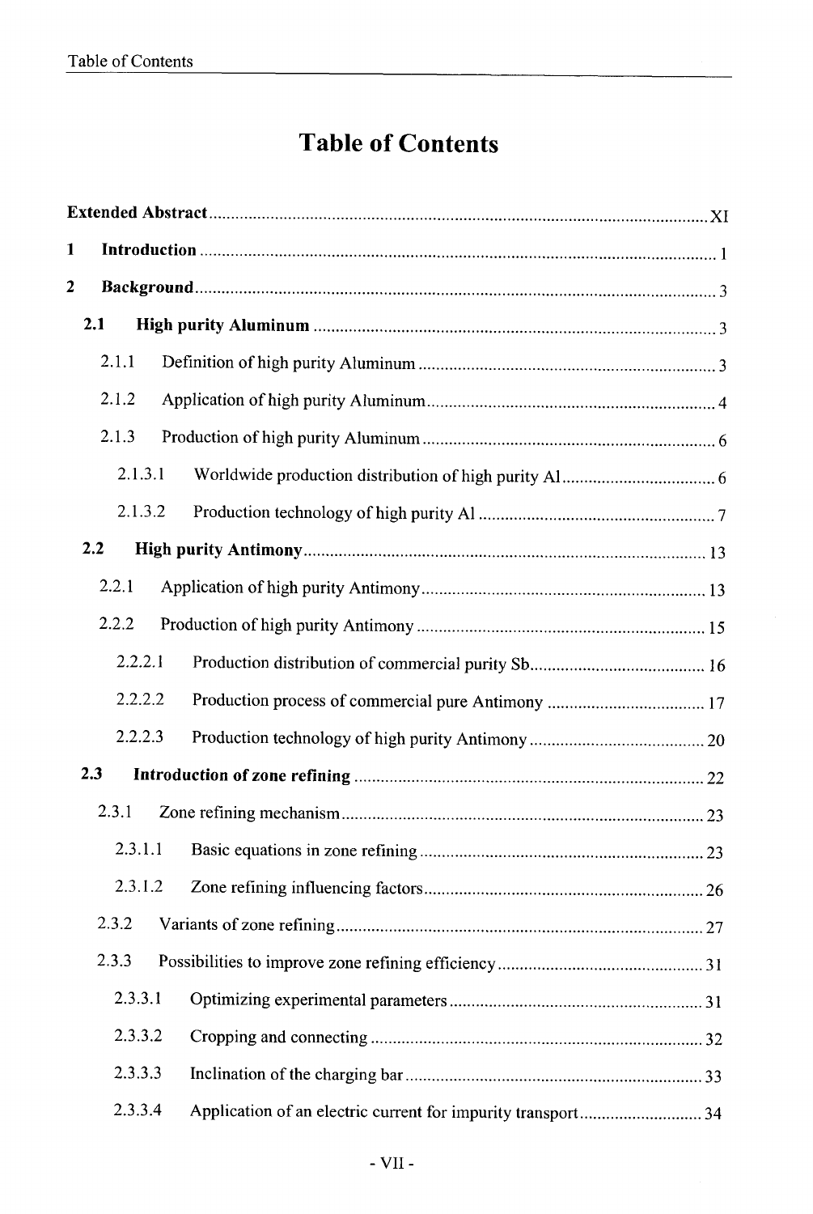# Table of Contents

**Extended Abstract** ........ XI

**1 Introduction** ........ 1

**2 Background** ........ 3

**2.1 High purity Aluminum** ........ 3

2.1.1 Definition of high purity Aluminum ........ 3

2.1.2 Application of high purity Aluminum ........ 4

2.1.3 Production of high purity Aluminum ........ 6

2.1.3.1 Worldwide production distribution of high purity Al ........ 6

2.1.3.2 Production technology of high purity Al ........ 7

**2.2 High purity Antimony** ........ 13

2.2.1 Application of high purity Antimony ........ 13

2.2.2 Production of high purity Antimony ........ 15

2.2.2.1 Production distribution of commercial purity Sb ........ 16

2.2.2.2 Production process of commercial pure Antimony ........ 17

2.2.2.3 Production technology of high purity Antimony ........ 20

**2.3 Introduction of zone refining** ........ 22

2.3.1 Zone refining mechanism ........ 23

2.3.1.1 Basic equations in zone refining ........ 23

2.3.1.2 Zone refining influencing factors ........ 26

2.3.2 Variants of zone refining ........ 27

2.3.3 Possibilities to improve zone refining efficiency ........ 31

2.3.3.1 Optimizing experimental parameters ........ 31

2.3.3.2 Cropping and connecting ........ 32

2.3.3.3 Inclination of the charging bar ........ 33

2.3.3.4 Application of an electric current for impurity transport ........ 34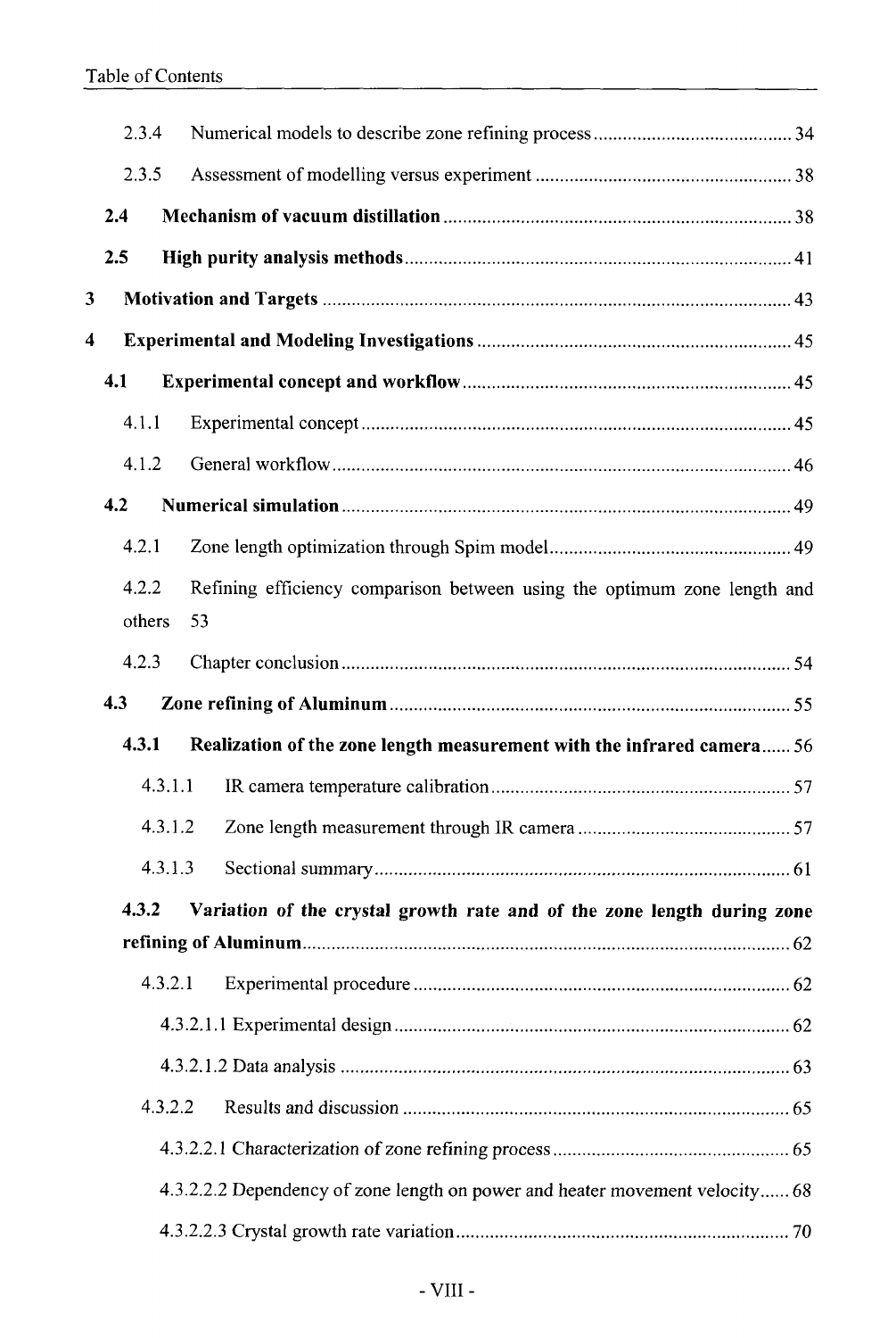2.3.4 Numerical models to describe zone refining process ........................................ 34

2.3.5 Assessment of modelling versus experiment ........................................ 38

**2.4 Mechanism of vacuum distillation ........................................ 38**

**2.5 High purity analysis methods ........................................ 41**

**3 Motivation and Targets ........................................ 43**

**4 Experimental and Modeling Investigations ........................................ 45**

**4.1 Experimental concept and workflow ........................................ 45**

4.1.1 Experimental concept ........................................ 45

4.1.2 General workflow ........................................ 46

**4.2 Numerical simulation ........................................ 49**

4.2.1 Zone length optimization through Spim model ........................................ 49

4.2.2 Refining efficiency comparison between using the optimum zone length and others 53

4.2.3 Chapter conclusion ........................................ 54

**4.3 Zone refining of Aluminum ........................................ 55**

**4.3.1 Realization of the zone length measurement with the infrared camera ...... 56**

4.3.1.1 IR camera temperature calibration ........................................ 57

4.3.1.2 Zone length measurement through IR camera ........................................ 57

4.3.1.3 Sectional summary ........................................ 61

**4.3.2 Variation of the crystal growth rate and of the zone length during zone refining of Aluminum ........................................ 62**

4.3.2.1 Experimental procedure ........................................ 62

4.3.2.1.1 Experimental design ........................................ 62

4.3.2.1.2 Data analysis ........................................ 63

4.3.2.2 Results and discussion ........................................ 65

4.3.2.2.1 Characterization of zone refining process ........................................ 65

4.3.2.2.2 Dependency of zone length on power and heater movement velocity ...... 68

4.3.2.2.3 Crystal growth rate variation ........................................ 70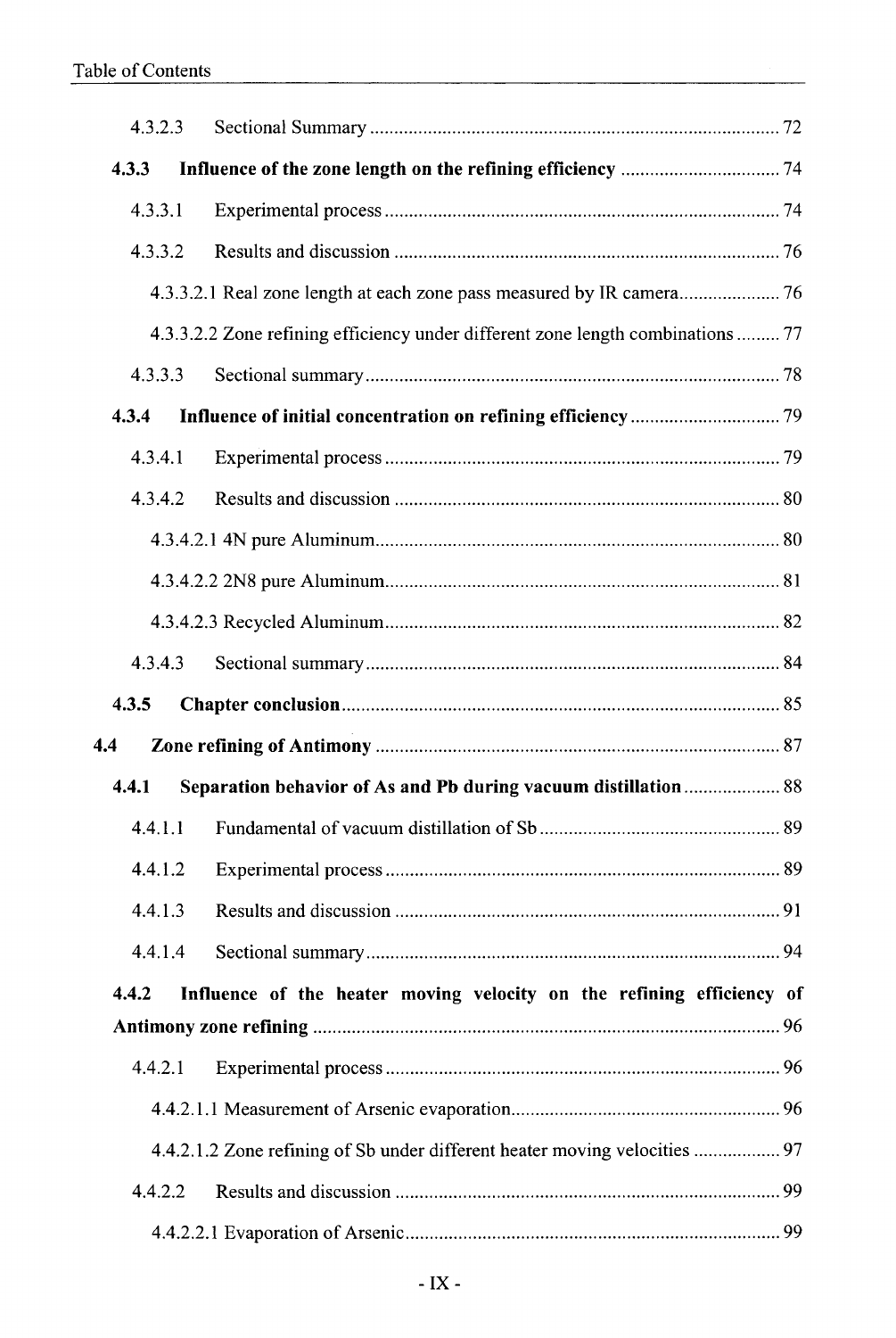4.3.2.3 Sectional Summary ..................................................................................... 72

**4.3.3 Influence of the zone length on the refining efficiency** ................................. 74

4.3.3.1 Experimental process .................................................................................. 74

4.3.3.2 Results and discussion ................................................................................ 76

4.3.3.2.1 Real zone length at each zone pass measured by IR camera..................... 76

4.3.3.2.2 Zone refining efficiency under different zone length combinations ......... 77

4.3.3.3 Sectional summary ...................................................................................... 78

**4.3.4 Influence of initial concentration on refining efficiency** ............................... 79

4.3.4.1 Experimental process .................................................................................. 79

4.3.4.2 Results and discussion ................................................................................ 80

4.3.4.2.1 4N pure Aluminum .................................................................................... 80

4.3.4.2.2 2N8 pure Aluminum .................................................................................. 81

4.3.4.2.3 Recycled Aluminum .................................................................................. 82

4.3.4.3 Sectional summary ...................................................................................... 84

**4.3.5 Chapter conclusion** ........................................................................................... 85

**4.4 Zone refining of Antimony** .................................................................................... 87

**4.4.1 Separation behavior of As and Pb during vacuum distillation** .................... 88

4.4.1.1 Fundamental of vacuum distillation of Sb .................................................. 89

4.4.1.2 Experimental process .................................................................................. 89

4.4.1.3 Results and discussion ................................................................................ 91

4.4.1.4 Sectional summary ...................................................................................... 94

**4.4.2 Influence of the heater moving velocity on the refining efficiency of Antimony zone refining** ................................................................................................. 96

4.4.2.1 Experimental process .................................................................................. 96

4.4.2.1.1 Measurement of Arsenic evaporation ........................................................ 96

4.4.2.1.2 Zone refining of Sb under different heater moving velocities .................. 97

4.4.2.2 Results and discussion ................................................................................ 99

4.4.2.2.1 Evaporation of Arsenic .............................................................................. 99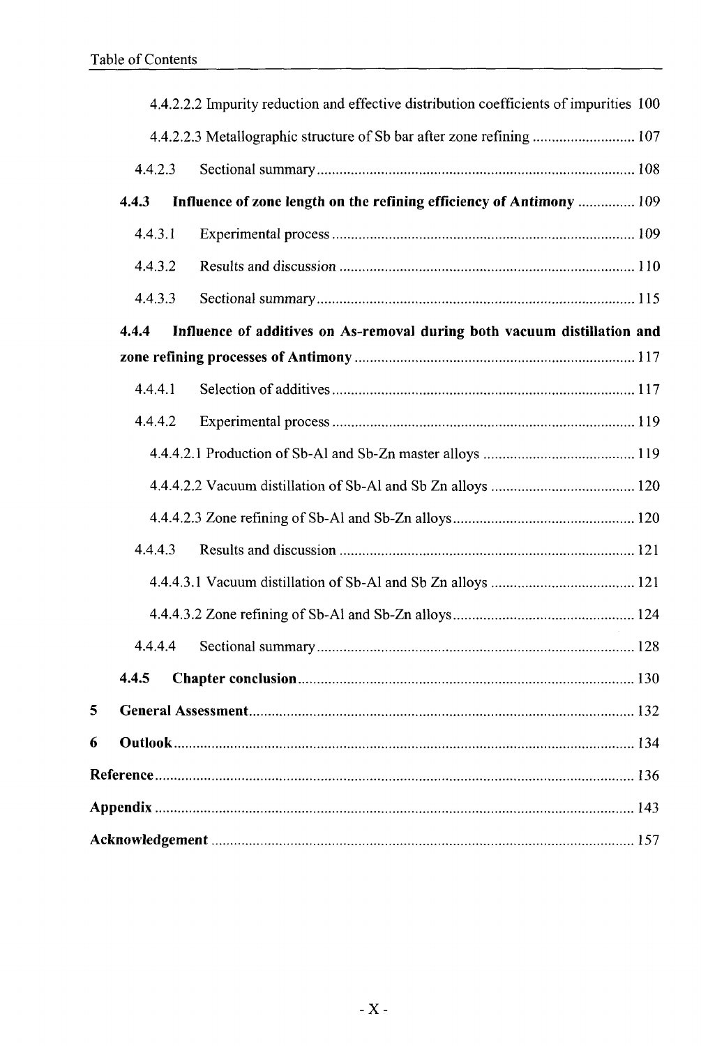4.4.2.2.2 Impurity reduction and effective distribution coefficients of impurities 100

4.4.2.2.3 Metallographic structure of Sb bar after zone refining ........................... 107

4.4.2.3 Sectional summary ........................................................................................ 108

**4.4.3 Influence of zone length on the refining efficiency of Antimony** ............... 109

4.4.3.1 Experimental process ..................................................................................... 109

4.4.3.2 Results and discussion ................................................................................... 110

4.4.3.3 Sectional summary ........................................................................................ 115

**4.4.4 Influence of additives on As-removal during both vacuum distillation and zone refining processes of Antimony** ......................................................................... 117

4.4.4.1 Selection of additives ..................................................................................... 117

4.4.4.2 Experimental process ..................................................................................... 119

4.4.4.2.1 Production of Sb-Al and Sb-Zn master alloys ........................................ 119

4.4.4.2.2 Vacuum distillation of Sb-Al and Sb Zn alloys ...................................... 120

4.4.4.2.3 Zone refining of Sb-Al and Sb-Zn alloys ................................................ 120

4.4.4.3 Results and discussion ................................................................................... 121

4.4.4.3.1 Vacuum distillation of Sb-Al and Sb Zn alloys ...................................... 121

4.4.4.3.2 Zone refining of Sb-Al and Sb-Zn alloys ................................................ 124

4.4.4.4 Sectional summary ........................................................................................ 128

**4.4.5 Chapter conclusion** ........................................................................................ 130

**5 General Assessment** ..................................................................................................... 132

**6 Outlook** ......................................................................................................................... 134

**Reference** ............................................................................................................................ 136

**Appendix** ............................................................................................................................ 143

**Acknowledgement** ............................................................................................................. 157